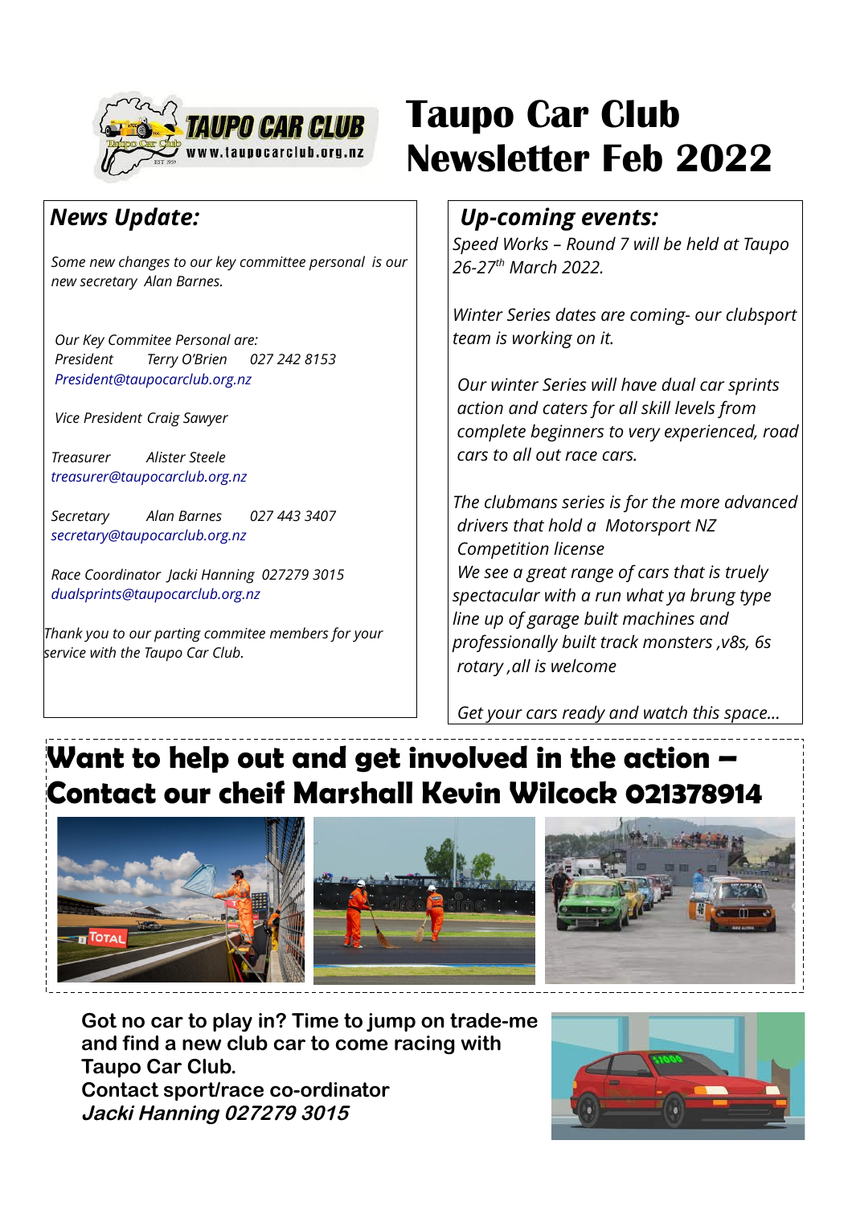# Taupo Car Club Newsletter Feb 2022

## *News Update:*

*Some new changes to our key committee personal is our new secretary Alan Barnes.*

*Our Key Commitee Personal are:*
*President Terry O'Brien 027 242 8153*
*President@taupocarclub.org.nz*

*Vice President Craig Sawyer*

*Treasurer Alister Steele*
*treasurer@taupocarclub.org.nz*

*Secretary Alan Barnes 027 443 3407*
*secretary@taupocarclub.org.nz*

*Race Coordinator Jacki Hanning 027279 3015*
*dualsprints@taupocarclub.org.nz*

*Thank you to our parting commitee members for your service with the Taupo Car Club.*

## *Up-coming events:*

*Speed Works – Round 7 will be held at Taupo 26-27th March 2022.*

*Winter Series dates are coming- our clubsport team is working on it.*

*Our winter Series will have dual car sprints action and caters for all skill levels from complete beginners to very experienced, road cars to all out race cars.*

*The clubmans series is for the more advanced drivers that hold a Motorsport NZ Competition license*
*We see a great range of cars that is truely spectacular with a run what ya brung type line up of garage built machines and professionally built track monsters ,v8s, 6s rotary ,all is welcome*

*Get your cars ready and watch this space...*

## Want to help out and get involved in the action – Contact our cheif Marshall Kevin Wilcock 021378914

**Got no car to play in? Time to jump on trade-me and find a new club car to come racing with Taupo Car Club.**
**Contact sport/race co-ordinator**
***Jacki Hanning 027279 3015***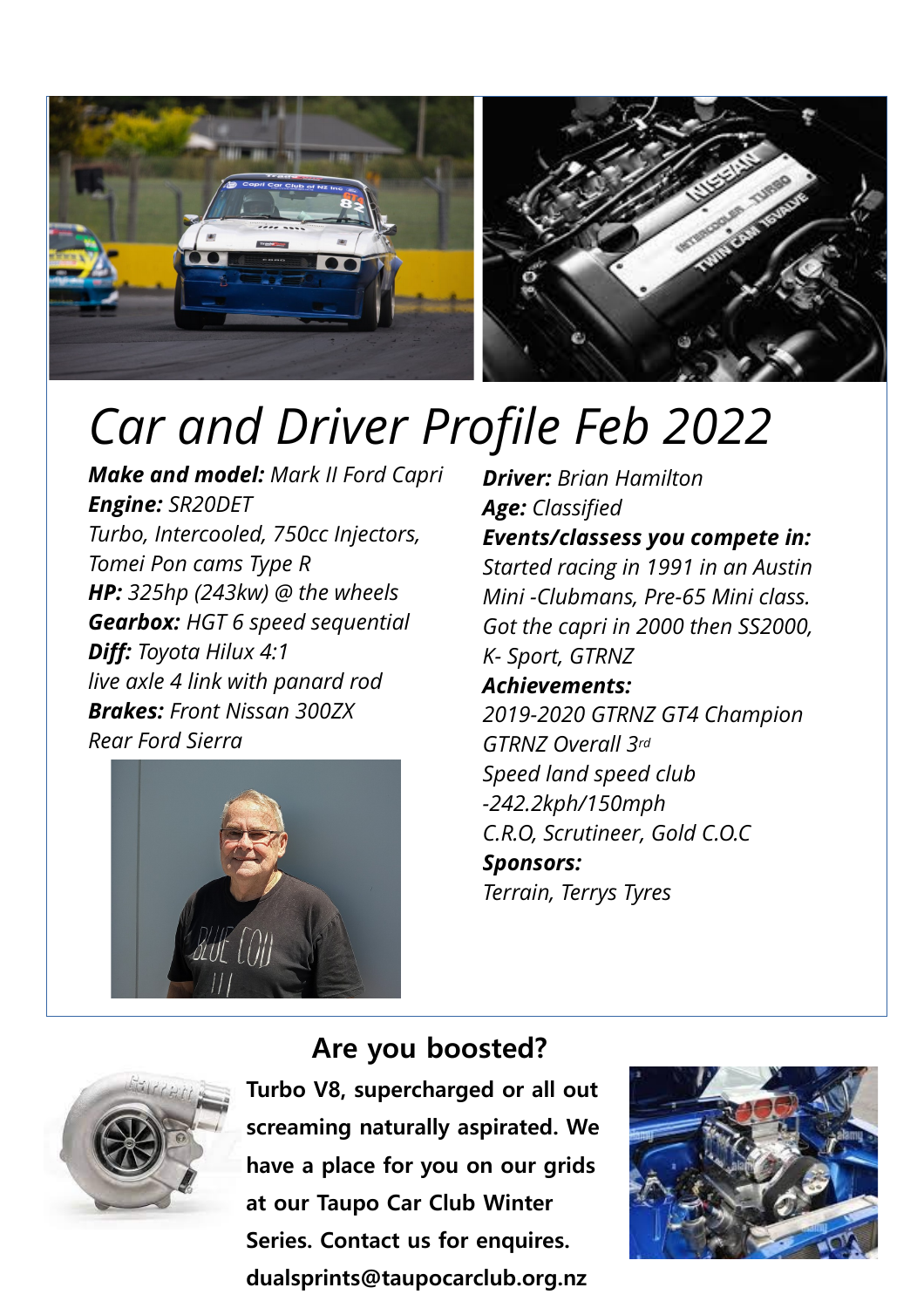# *Car and Driver Profile Feb 2022*

***Make and model:*** *Mark II Ford Capri*
***Engine:*** *SR20DET*
*Turbo, Intercooled, 750cc Injectors, Tomei Pon cams Type R*
***HP:*** *325hp (243kw) @ the wheels*
***Gearbox:*** *HGT 6 speed sequential*
***Diff:*** *Toyota Hilux 4:1*
*live axle 4 link with panard rod*
***Brakes:*** *Front Nissan 300ZX*
*Rear Ford Sierra*

***Driver:*** *Brian Hamilton*
***Age:*** *Classified*
***Events/classess you compete in:***
*Started racing in 1991 in an Austin Mini -Clubmans, Pre-65 Mini class. Got the capri in 2000 then SS2000, K- Sport, GTRNZ*
***Achievements:***
*2019-2020 GTRNZ GT4 Champion*
*GTRNZ Overall 3rd*
*Speed land speed club*
*-242.2kph/150mph*
*C.R.O, Scrutineer, Gold C.O.C*
***Sponsors:***
*Terrain, Terrys Tyres*

## Are you boosted?

**Turbo V8, supercharged or all out screaming naturally aspirated. We have a place for you on our grids at our Taupo Car Club Winter Series. Contact us for enquires.**
**dualsprints@taupocarclub.org.nz**